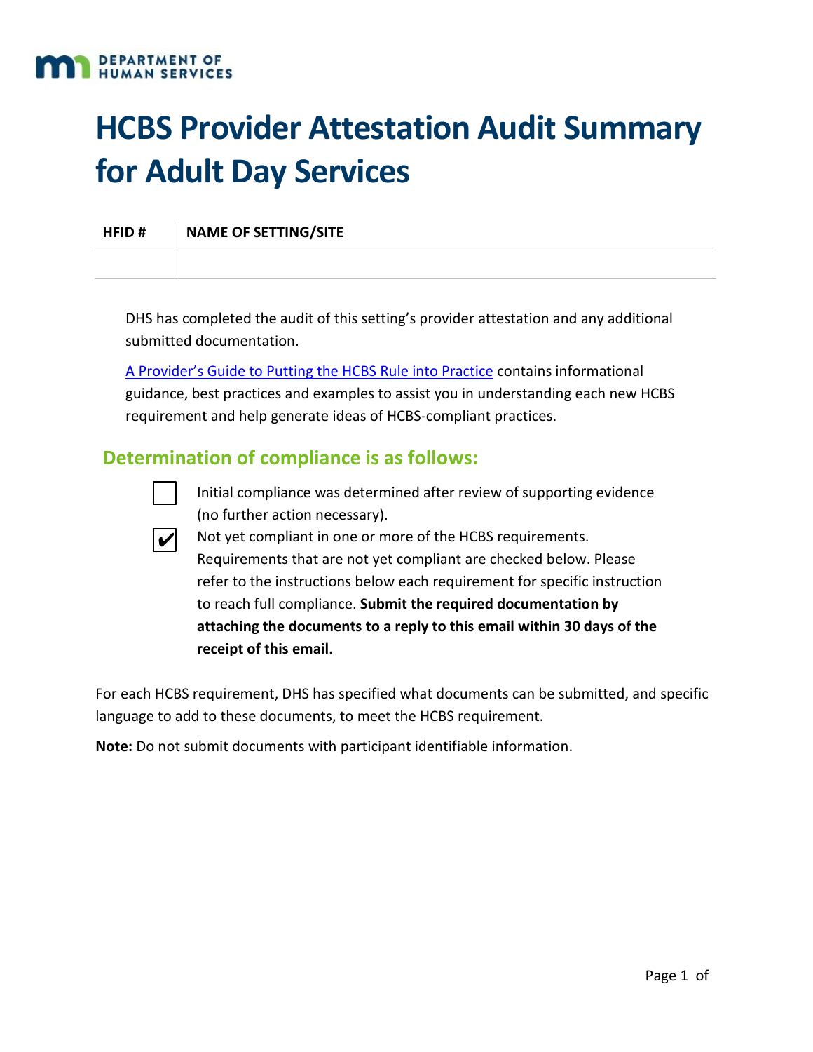DEPARTMENT OF HUMAN SERVICES

# HCBS Provider Attestation Audit Summary for Adult Day Services

| HFID # | NAME OF SETTING/SITE |
| --- | --- |
| | |

DHS has completed the audit of this setting's provider attestation and any additional submitted documentation.

[A Provider's Guide to Putting the HCBS Rule into Practice] contains informational guidance, best practices and examples to assist you in understanding each new HCBS requirement and help generate ideas of HCBS-compliant practices.

## Determination of compliance is as follows:

- ☐ Initial compliance was determined after review of supporting evidence (no further action necessary).
- ☑ Not yet compliant in one or more of the HCBS requirements. Requirements that are not yet compliant are checked below. Please refer to the instructions below each requirement for specific instruction to reach full compliance. **Submit the required documentation by attaching the documents to a reply to this email within 30 days of the receipt of this email.**

For each HCBS requirement, DHS has specified what documents can be submitted, and specific language to add to these documents, to meet the HCBS requirement.

**Note:** Do not submit documents with participant identifiable information.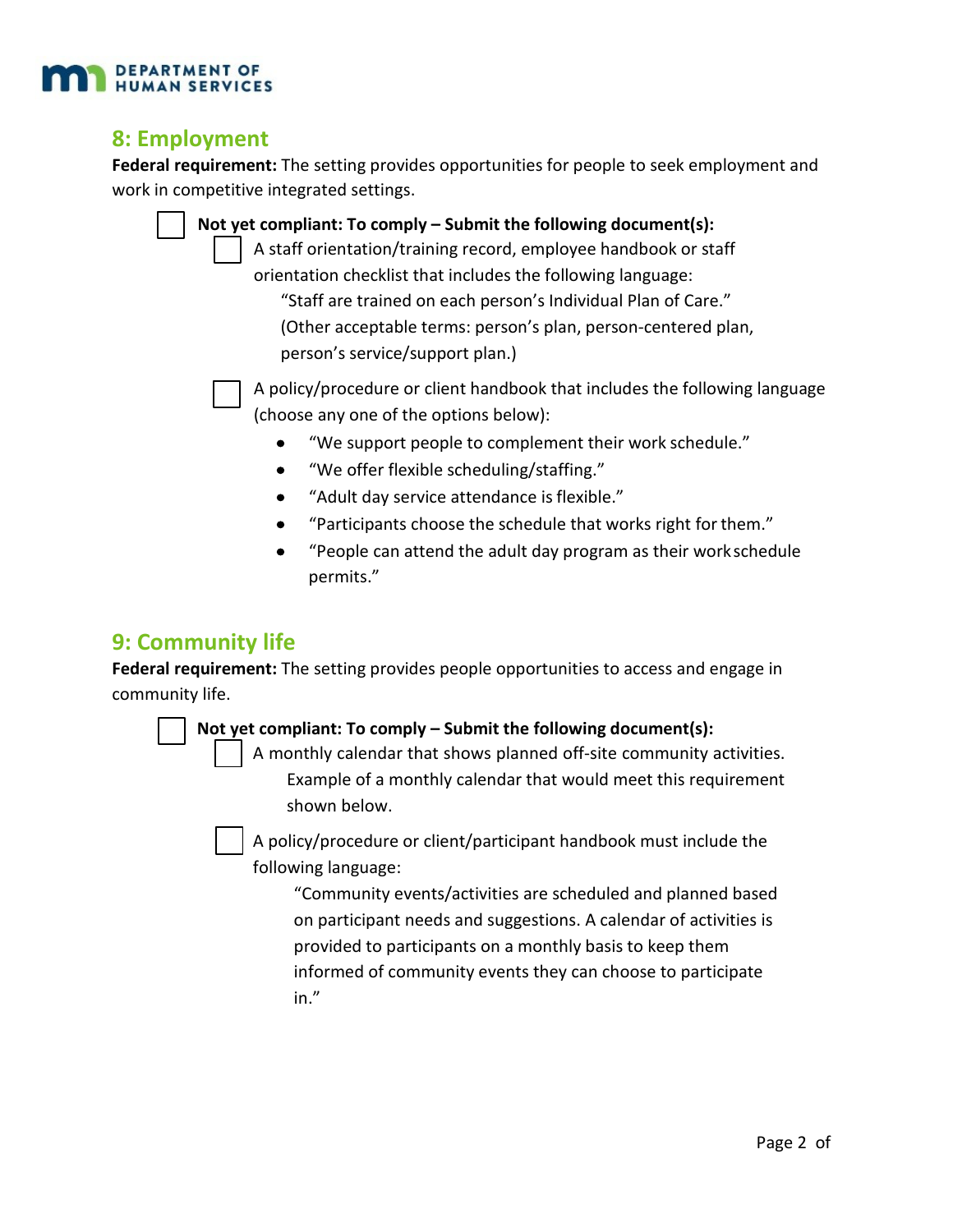## 8: Employment

**Federal requirement:** The setting provides opportunities for people to seek employment and work in competitive integrated settings.

- [ ] **Not yet compliant: To comply – Submit the following document(s):**
  - [ ] A staff orientation/training record, employee handbook or staff orientation checklist that includes the following language:

    "Staff are trained on each person's Individual Plan of Care." (Other acceptable terms: person's plan, person-centered plan, person's service/support plan.)

  - [ ] A policy/procedure or client handbook that includes the following language (choose any one of the options below):
    - "We support people to complement their work schedule."
    - "We offer flexible scheduling/staffing."
    - "Adult day service attendance is flexible."
    - "Participants choose the schedule that works right for them."
    - "People can attend the adult day program as their work schedule permits."

## 9: Community life

**Federal requirement:** The setting provides people opportunities to access and engage in community life.

- [ ] **Not yet compliant: To comply – Submit the following document(s):**
  - [ ] A monthly calendar that shows planned off-site community activities.

    Example of a monthly calendar that would meet this requirement shown below.

  - [ ] A policy/procedure or client/participant handbook must include the following language:

    "Community events/activities are scheduled and planned based on participant needs and suggestions. A calendar of activities is provided to participants on a monthly basis to keep them informed of community events they can choose to participate in."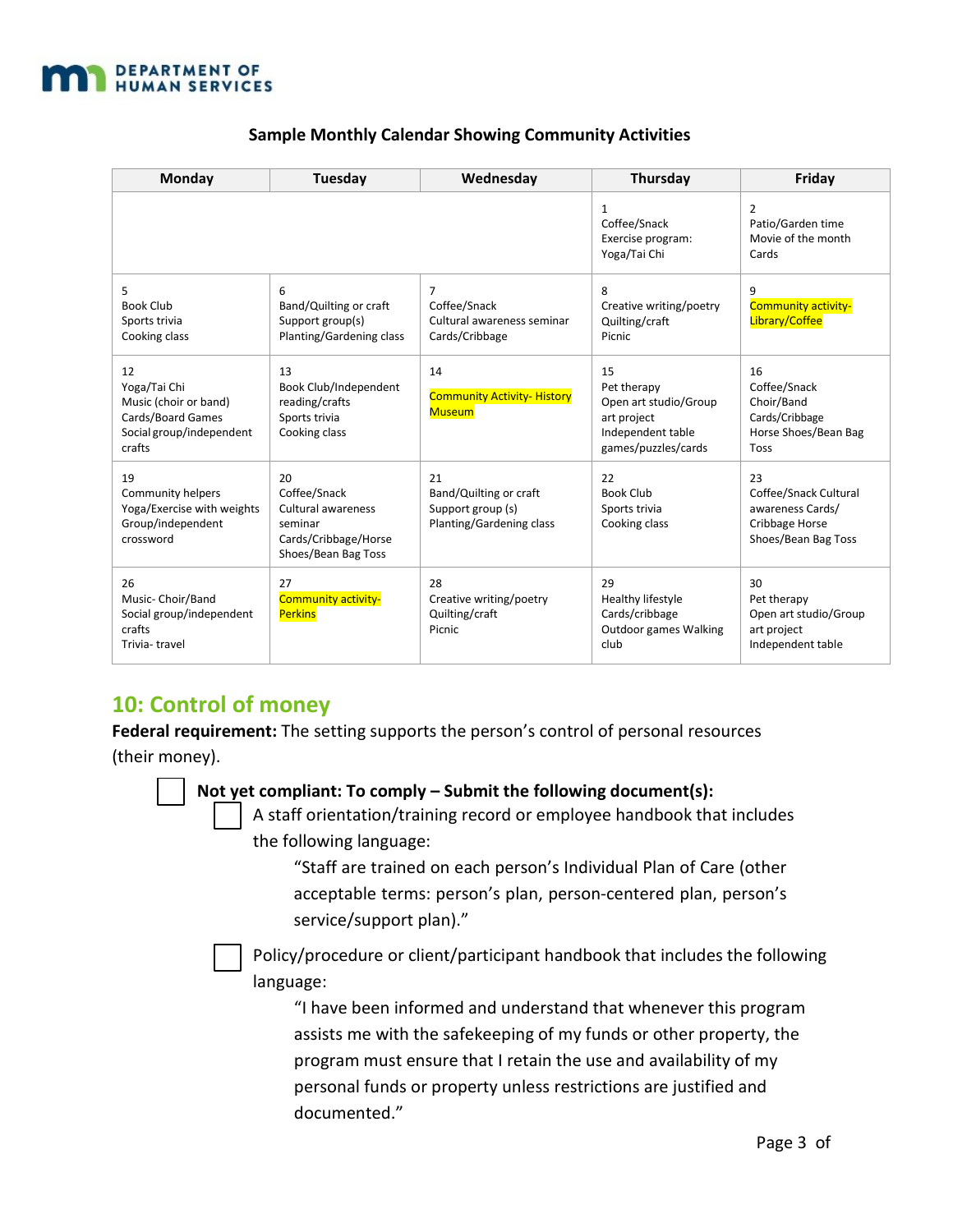**Sample Monthly Calendar Showing Community Activities**

| Monday | Tuesday | Wednesday | Thursday | Friday |
|---|---|---|---|---|
| | | | 1<br>Coffee/Snack<br>Exercise program: Yoga/Tai Chi | 2<br>Patio/Garden time<br>Movie of the month<br>Cards |
| 5<br>Book Club<br>Sports trivia<br>Cooking class | 6<br>Band/Quilting or craft<br>Support group(s)<br>Planting/Gardening class | 7<br>Coffee/Snack<br>Cultural awareness seminar<br>Cards/Cribbage | 8<br>Creative writing/poetry<br>Quilting/craft<br>Picnic | 9<br>Community activity-Library/Coffee |
| 12<br>Yoga/Tai Chi<br>Music (choir or band)<br>Cards/Board Games<br>Social group/independent crafts | 13<br>Book Club/Independent reading/crafts<br>Sports trivia<br>Cooking class | 14<br>Community Activity- History Museum | 15<br>Pet therapy<br>Open art studio/Group art project<br>Independent table games/puzzles/cards | 16<br>Coffee/Snack<br>Choir/Band<br>Cards/Cribbage<br>Horse Shoes/Bean Bag Toss |
| 19<br>Community helpers<br>Yoga/Exercise with weights<br>Group/independent crossword | 20<br>Coffee/Snack<br>Cultural awareness seminar<br>Cards/Cribbage/Horse Shoes/Bean Bag Toss | 21<br>Band/Quilting or craft<br>Support group (s)<br>Planting/Gardening class | 22<br>Book Club<br>Sports trivia<br>Cooking class | 23<br>Coffee/Snack Cultural awareness/ Cards/ Cribbage Horse Shoes/Bean Bag Toss |
| 26<br>Music- Choir/Band<br>Social group/independent crafts<br>Trivia- travel | 27<br>Community activity-Perkins | 28<br>Creative writing/poetry<br>Quilting/craft<br>Picnic | 29<br>Healthy lifestyle<br>Cards/cribbage<br>Outdoor games Walking club | 30<br>Pet therapy<br>Open art studio/Group art project<br>Independent table |

## 10: Control of money

**Federal requirement:** The setting supports the person's control of personal resources (their money).

- ☐ **Not yet compliant: To comply – Submit the following document(s):**
  - ☐ A staff orientation/training record or employee handbook that includes the following language:

    "Staff are trained on each person's Individual Plan of Care (other acceptable terms: person's plan, person-centered plan, person's service/support plan)."

  - ☐ Policy/procedure or client/participant handbook that includes the following language:

    "I have been informed and understand that whenever this program assists me with the safekeeping of my funds or other property, the program must ensure that I retain the use and availability of my personal funds or property unless restrictions are justified and documented."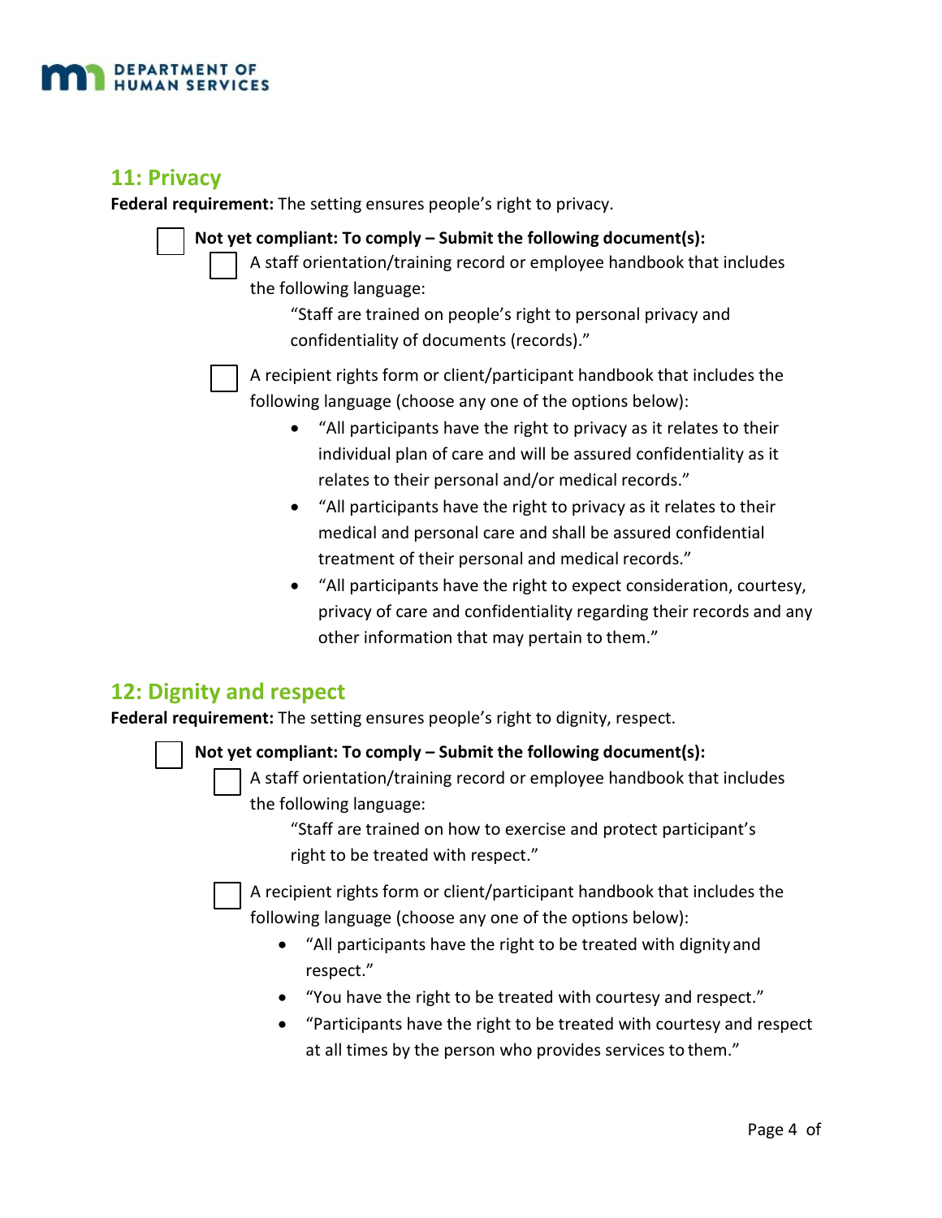## 11: Privacy

**Federal requirement:** The setting ensures people's right to privacy.

- [ ] **Not yet compliant: To comply – Submit the following document(s):**
  - [ ] A staff orientation/training record or employee handbook that includes the following language:

    "Staff are trained on people's right to personal privacy and confidentiality of documents (records)."

  - [ ] A recipient rights form or client/participant handbook that includes the following language (choose any one of the options below):
    - "All participants have the right to privacy as it relates to their individual plan of care and will be assured confidentiality as it relates to their personal and/or medical records."
    - "All participants have the right to privacy as it relates to their medical and personal care and shall be assured confidential treatment of their personal and medical records."
    - "All participants have the right to expect consideration, courtesy, privacy of care and confidentiality regarding their records and any other information that may pertain to them."

## 12: Dignity and respect

**Federal requirement:** The setting ensures people's right to dignity, respect.

- [ ] **Not yet compliant: To comply – Submit the following document(s):**
  - [ ] A staff orientation/training record or employee handbook that includes the following language:

    "Staff are trained on how to exercise and protect participant's right to be treated with respect."

  - [ ] A recipient rights form or client/participant handbook that includes the following language (choose any one of the options below):
    - "All participants have the right to be treated with dignity and respect."
    - "You have the right to be treated with courtesy and respect."
    - "Participants have the right to be treated with courtesy and respect at all times by the person who provides services to them."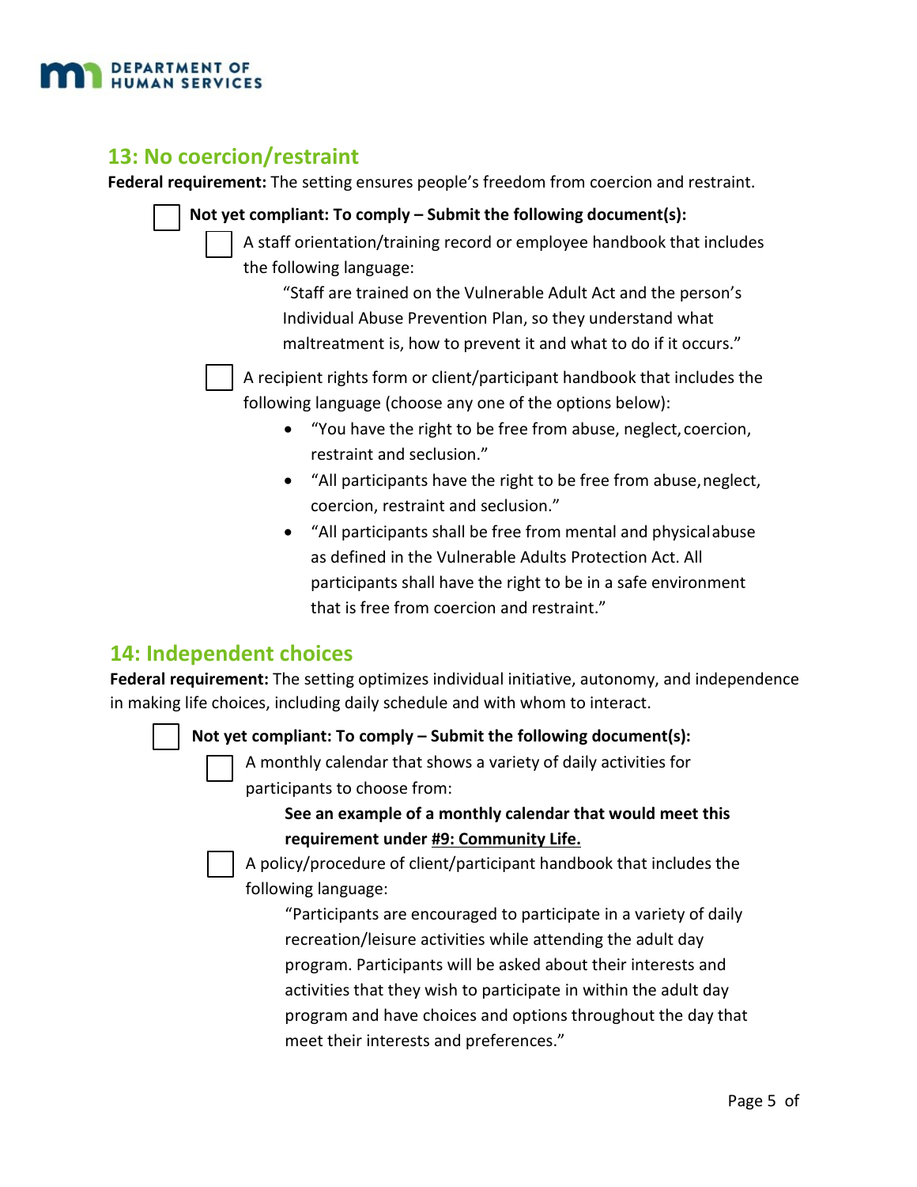## 13: No coercion/restraint

**Federal requirement:** The setting ensures people's freedom from coercion and restraint.

- [ ] **Not yet compliant: To comply – Submit the following document(s):**
  - [ ] A staff orientation/training record or employee handbook that includes the following language:

    "Staff are trained on the Vulnerable Adult Act and the person's Individual Abuse Prevention Plan, so they understand what maltreatment is, how to prevent it and what to do if it occurs."

  - [ ] A recipient rights form or client/participant handbook that includes the following language (choose any one of the options below):
    - "You have the right to be free from abuse, neglect, coercion, restraint and seclusion."
    - "All participants have the right to be free from abuse, neglect, coercion, restraint and seclusion."
    - "All participants shall be free from mental and physical abuse as defined in the Vulnerable Adults Protection Act. All participants shall have the right to be in a safe environment that is free from coercion and restraint."

## 14: Independent choices

**Federal requirement:** The setting optimizes individual initiative, autonomy, and independence in making life choices, including daily schedule and with whom to interact.

- [ ] **Not yet compliant: To comply – Submit the following document(s):**
  - [ ] A monthly calendar that shows a variety of daily activities for participants to choose from:

    **See an example of a monthly calendar that would meet this requirement under #9: Community Life.**

  - [ ] A policy/procedure of client/participant handbook that includes the following language:

    "Participants are encouraged to participate in a variety of daily recreation/leisure activities while attending the adult day program. Participants will be asked about their interests and activities that they wish to participate in within the adult day program and have choices and options throughout the day that meet their interests and preferences."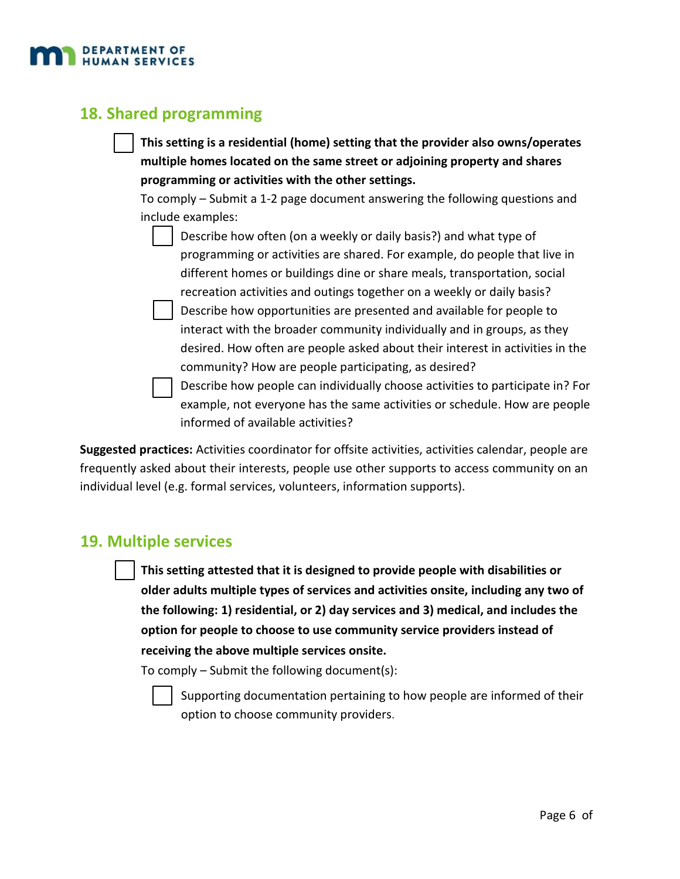## 18. Shared programming

- [ ] **This setting is a residential (home) setting that the provider also owns/operates multiple homes located on the same street or adjoining property and shares programming or activities with the other settings.**

  To comply – Submit a 1-2 page document answering the following questions and include examples:

  - [ ] Describe how often (on a weekly or daily basis?) and what type of programming or activities are shared. For example, do people that live in different homes or buildings dine or share meals, transportation, social recreation activities and outings together on a weekly or daily basis?
  - [ ] Describe how opportunities are presented and available for people to interact with the broader community individually and in groups, as they desired. How often are people asked about their interest in activities in the community? How are people participating, as desired?
  - [ ] Describe how people can individually choose activities to participate in? For example, not everyone has the same activities or schedule. How are people informed of available activities?

**Suggested practices:** Activities coordinator for offsite activities, activities calendar, people are frequently asked about their interests, people use other supports to access community on an individual level (e.g. formal services, volunteers, information supports).

## 19. Multiple services

- [ ] **This setting attested that it is designed to provide people with disabilities or older adults multiple types of services and activities onsite, including any two of the following: 1) residential, or 2) day services and 3) medical, and includes the option for people to choose to use community service providers instead of receiving the above multiple services onsite.**

  To comply – Submit the following document(s):

  - [ ] Supporting documentation pertaining to how people are informed of their option to choose community providers.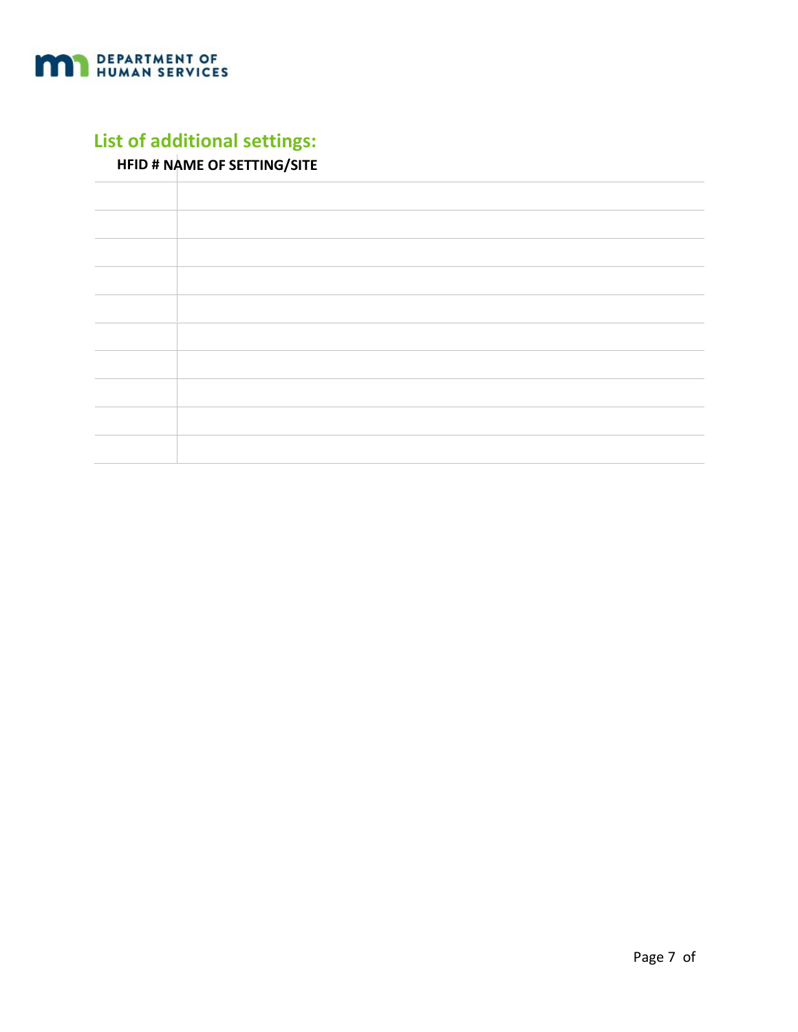## List of additional settings:

| HFID # | NAME OF SETTING/SITE |
| --- | --- |
| | |
| | |
| | |
| | |
| | |
| | |
| | |
| | |
| | |
| | |